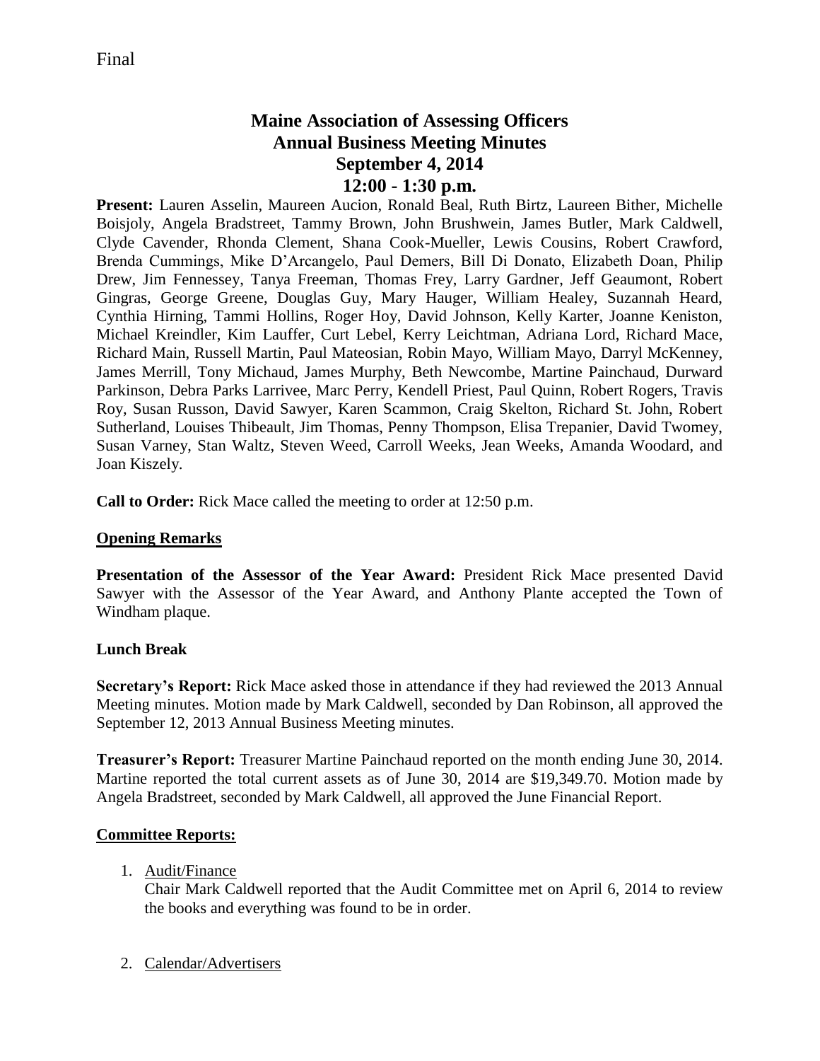Final

# Maine Association of Assessing Officers
# Annual Business Meeting Minutes
# September 4, 2014
# 12:00 - 1:30 p.m.

**Present:** Lauren Asselin, Maureen Aucion, Ronald Beal, Ruth Birtz, Laureen Bither, Michelle Boisjoly, Angela Bradstreet, Tammy Brown, John Brushwein, James Butler, Mark Caldwell, Clyde Cavender, Rhonda Clement, Shana Cook-Mueller, Lewis Cousins, Robert Crawford, Brenda Cummings, Mike D'Arcangelo, Paul Demers, Bill Di Donato, Elizabeth Doan, Philip Drew, Jim Fennessey, Tanya Freeman, Thomas Frey, Larry Gardner, Jeff Geaumont, Robert Gingras, George Greene, Douglas Guy, Mary Hauger, William Healey, Suzannah Heard, Cynthia Hirning, Tammi Hollins, Roger Hoy, David Johnson, Kelly Karter, Joanne Keniston, Michael Kreindler, Kim Lauffer, Curt Lebel, Kerry Leichtman, Adriana Lord, Richard Mace, Richard Main, Russell Martin, Paul Mateosian, Robin Mayo, William Mayo, Darryl McKenney, James Merrill, Tony Michaud, James Murphy, Beth Newcombe, Martine Painchaud, Durward Parkinson, Debra Parks Larrivee, Marc Perry, Kendell Priest, Paul Quinn, Robert Rogers, Travis Roy, Susan Russon, David Sawyer, Karen Scammon, Craig Skelton, Richard St. John, Robert Sutherland, Louises Thibeault, Jim Thomas, Penny Thompson, Elisa Trepanier, David Twomey, Susan Varney, Stan Waltz, Steven Weed, Carroll Weeks, Jean Weeks, Amanda Woodard, and Joan Kiszely.

**Call to Order:** Rick Mace called the meeting to order at 12:50 p.m.

## Opening Remarks

**Presentation of the Assessor of the Year Award:** President Rick Mace presented David Sawyer with the Assessor of the Year Award, and Anthony Plante accepted the Town of Windham plaque.

**Lunch Break**

**Secretary's Report:** Rick Mace asked those in attendance if they had reviewed the 2013 Annual Meeting minutes. Motion made by Mark Caldwell, seconded by Dan Robinson, all approved the September 12, 2013 Annual Business Meeting minutes.

**Treasurer's Report:** Treasurer Martine Painchaud reported on the month ending June 30, 2014. Martine reported the total current assets as of June 30, 2014 are $19,349.70. Motion made by Angela Bradstreet, seconded by Mark Caldwell, all approved the June Financial Report.

## Committee Reports:

1. Audit/Finance
   Chair Mark Caldwell reported that the Audit Committee met on April 6, 2014 to review the books and everything was found to be in order.

2. Calendar/Advertisers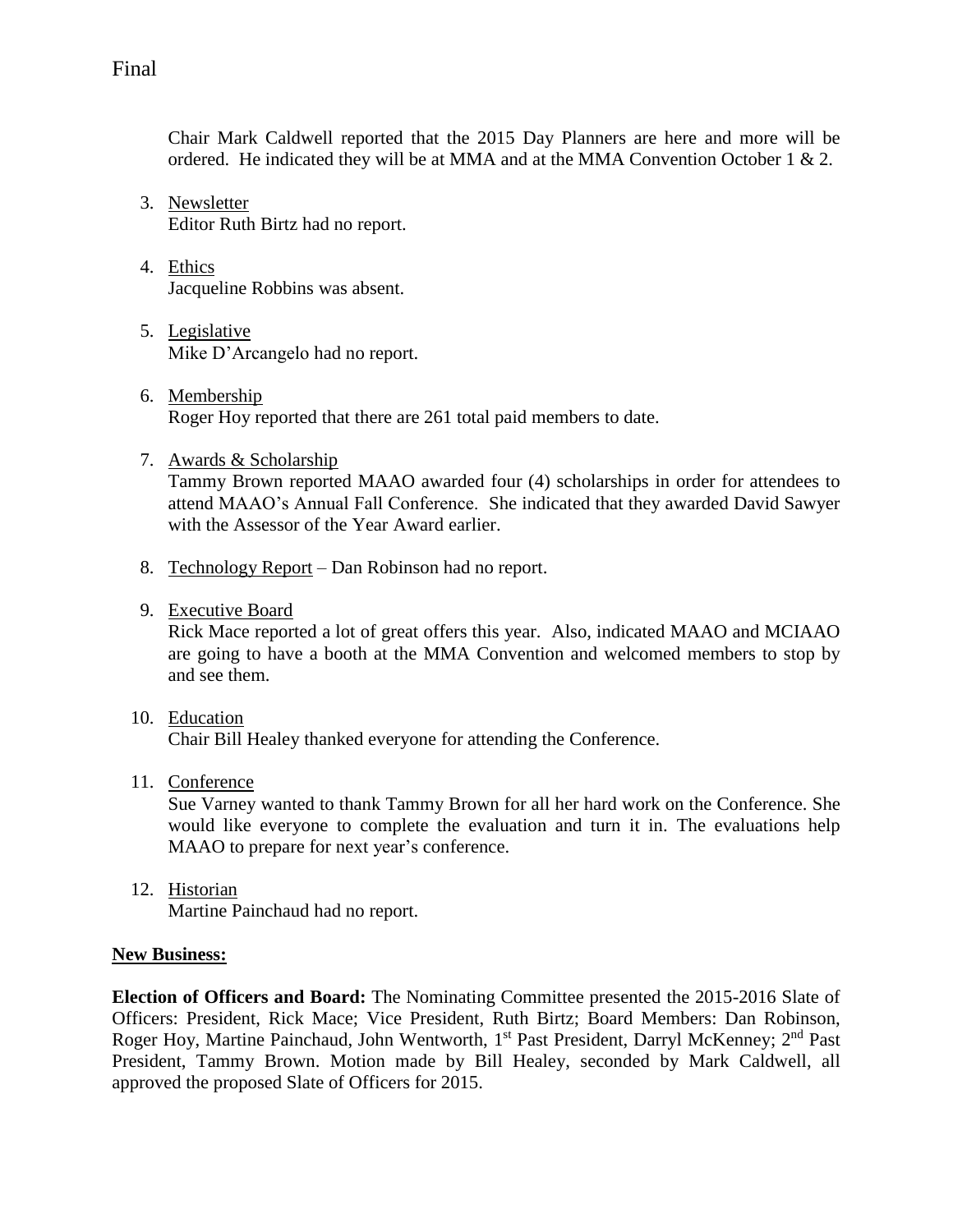Chair Mark Caldwell reported that the 2015 Day Planners are here and more will be ordered. He indicated they will be at MMA and at the MMA Convention October 1 & 2.

3. <u>Newsletter</u>
   Editor Ruth Birtz had no report.

4. <u>Ethics</u>
   Jacqueline Robbins was absent.

5. <u>Legislative</u>
   Mike D'Arcangelo had no report.

6. <u>Membership</u>
   Roger Hoy reported that there are 261 total paid members to date.

7. <u>Awards & Scholarship</u>
   Tammy Brown reported MAAO awarded four (4) scholarships in order for attendees to attend MAAO's Annual Fall Conference. She indicated that they awarded David Sawyer with the Assessor of the Year Award earlier.

8. <u>Technology Report</u> – Dan Robinson had no report.

9. <u>Executive Board</u>
   Rick Mace reported a lot of great offers this year. Also, indicated MAAO and MCIAAO are going to have a booth at the MMA Convention and welcomed members to stop by and see them.

10. <u>Education</u>
    Chair Bill Healey thanked everyone for attending the Conference.

11. <u>Conference</u>
    Sue Varney wanted to thank Tammy Brown for all her hard work on the Conference. She would like everyone to complete the evaluation and turn it in. The evaluations help MAAO to prepare for next year's conference.

12. <u>Historian</u>
    Martine Painchaud had no report.

**<u>New Business:</u>**

**Election of Officers and Board:** The Nominating Committee presented the 2015-2016 Slate of Officers: President, Rick Mace; Vice President, Ruth Birtz; Board Members: Dan Robinson, Roger Hoy, Martine Painchaud, John Wentworth, 1st Past President, Darryl McKenney; 2nd Past President, Tammy Brown. Motion made by Bill Healey, seconded by Mark Caldwell, all approved the proposed Slate of Officers for 2015.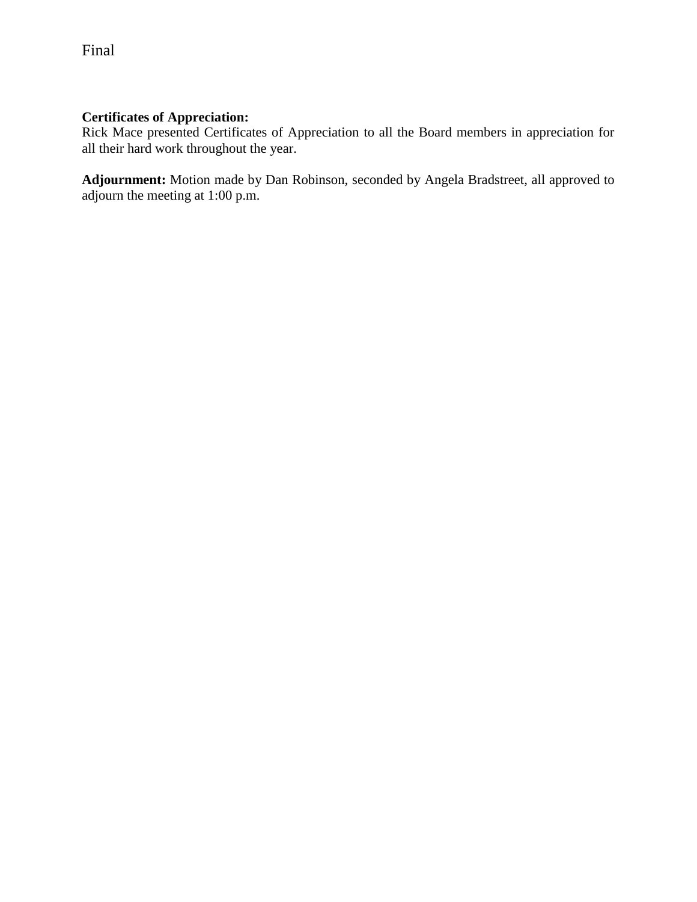**Certificates of Appreciation:**
Rick Mace presented Certificates of Appreciation to all the Board members in appreciation for all their hard work throughout the year.

**Adjournment:** Motion made by Dan Robinson, seconded by Angela Bradstreet, all approved to adjourn the meeting at 1:00 p.m.